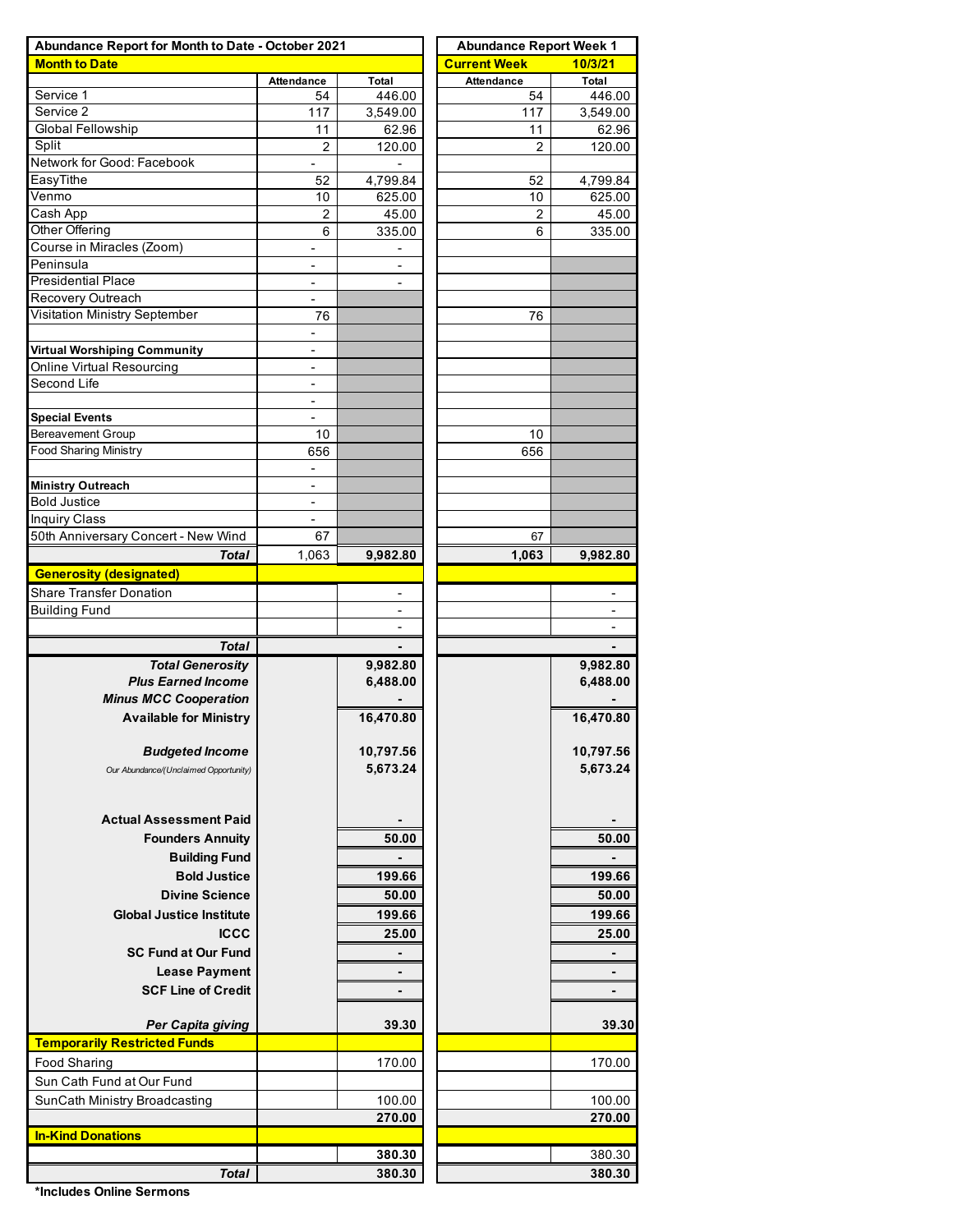| Abundance Report for Month to Date - October 2021 | | | Abundance Report Week 1 | |
|---|---|---|---|---|
| **Month to Date** | | | **Current Week** | **10/3/21** |
| | **Attendance** | **Total** | **Attendance** | **Total** |
| Service 1 | 54 | 446.00 | 54 | 446.00 |
| Service 2 | 117 | 3,549.00 | 117 | 3,549.00 |
| Global Fellowship | 11 | 62.96 | 11 | 62.96 |
| Split | 2 | 120.00 | 2 | 120.00 |
| Network for Good: Facebook | - | - | | |
| EasyTithe | 52 | 4,799.84 | 52 | 4,799.84 |
| Venmo | 10 | 625.00 | 10 | 625.00 |
| Cash App | 2 | 45.00 | 2 | 45.00 |
| Other Offering | 6 | 335.00 | 6 | 335.00 |
| Course in Miracles (Zoom) | - | - | | |
| Peninsula | - | - | | |
| Presidential Place | - | - | | |
| Recovery Outreach | - | | | |
| Visitation Ministry September | 76 | | 76 | |
| | - | | | |
| **Virtual Worshiping Community** | - | | | |
| Online Virtual Resourcing | - | | | |
| Second Life | - | | | |
| | - | | | |
| **Special Events** | - | | | |
| Bereavement Group | 10 | | 10 | |
| Food Sharing Ministry | 656 | | 656 | |
| | - | | | |
| **Ministry Outreach** | - | | | |
| Bold Justice | - | | | |
| Inquiry Class | - | | | |
| 50th Anniversary Concert - New Wind | 67 | | 67 | |
| ***Total*** | 1,063 | **9,982.80** | **1,063** | **9,982.80** |
| **Generosity (designated)** | | | | |
| Share Transfer Donation | | - | | - |
| Building Fund | | - | | - |
| | | - | | - |
| ***Total*** | | **-** | | **-** |
| ***Total Generosity*** | | **9,982.80** | | **9,982.80** |
| ***Plus Earned Income*** | | **6,488.00** | | **6,488.00** |
| ***Minus MCC Cooperation*** | | **-** | | **-** |
| **Available for Ministry** | | **16,470.80** | | **16,470.80** |
| ***Budgeted Income*** | | **10,797.56** | | **10,797.56** |
| *Our Abundance/(Unclaimed Opportunity)* | | **5,673.24** | | **5,673.24** |
| **Actual Assessment Paid** | | **-** | | **-** |
| **Founders Annuity** | | **50.00** | | **50.00** |
| **Building Fund** | | **-** | | **-** |
| **Bold Justice** | | **199.66** | | **199.66** |
| **Divine Science** | | **50.00** | | **50.00** |
| **Global Justice Institute** | | **199.66** | | **199.66** |
| **ICCC** | | **25.00** | | **25.00** |
| **SC Fund at Our Fund** | | **-** | | **-** |
| **Lease Payment** | | **-** | | **-** |
| **SCF Line of Credit** | | **-** | | **-** |
| ***Per Capita giving*** | | **39.30** | | **39.30** |
| **Temporarily Restricted Funds** | | | | |
| Food Sharing | | 170.00 | | 170.00 |
| Sun Cath Fund at Our Fund | | | | |
| SunCath Ministry Broadcasting | | 100.00 | | 100.00 |
| | | **270.00** | | **270.00** |
| **In-Kind Donations** | | | | |
| | | **380.30** | | 380.30 |
| ***Total*** | | **380.30** | | **380.30** |

**\*Includes Online Sermons**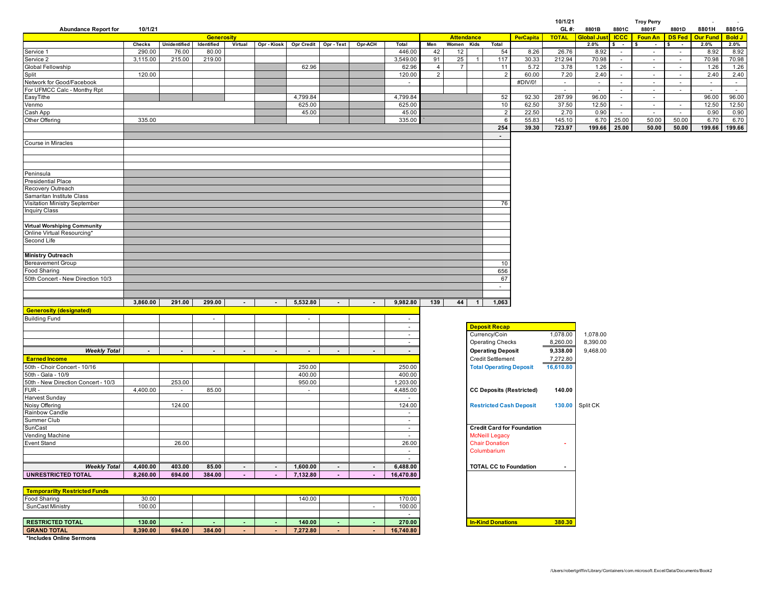**Abundance Report for** 10/1/21

| | Checks | Unidentified | Identified | Virtual | Opr - Kiosk | Opr Credit | Opr - Text | Opr-ACH | Total | Men | Women | Kids | Total | PerCapita | TOTAL | Global Just | ICCC | Foun An | DS Fed | Our Fund | Bold J |
|---|---|---|---|---|---|---|---|---|---|---|---|---|---|---|---|---|---|---|---|---|---|
| | **Generosity** | | | | | | | | | **Attendance** | | | | | 10/1/21 | | | Troy Perry | | - | - |
| | | | | | | | | | | | | | | | GL #: | 8801B | 8801C | 8801F | 8801D | 8801H | 8801G |
| | | | | | | | | | | | | | | | | 2.0% | $ - | $ - | $ - | 2.0% | 2.0% |
| Service 1 | 290.00 | 76.00 | 80.00 | | | | | | 446.00 | 42 | 12 | | 54 | 8.26 | 26.76 | 8.92 | - | - | - | 8.92 | 8.92 |
| Service 2 | 3,115.00 | 215.00 | 219.00 | | | | | | 3,549.00 | 91 | 25 | 1 | 117 | 30.33 | 212.94 | 70.98 | - | - | - | 70.98 | 70.98 |
| Global Fellowship | | | | | | 62.96 | | | 62.96 | 4 | 7 | | 11 | 5.72 | 3.78 | 1.26 | - | - | - | 1.26 | 1.26 |
| Split | 120.00 | | | | | | | | 120.00 | 2 | | | 2 | 60.00 | 7.20 | 2.40 | - | - | - | 2.40 | 2.40 |
| Network for Good/Facebook | | | | | | | | | - | | | | | #DIV/0! | - | - | - | - | - | - | - |
| For UFMCC Calc - Monthy Rpt | | | | | | | | | | | | | | | - | - | - | - | - | - | - |
| EasyTithe | | | | | | 4,799.84 | | | 4,799.84 | | | | 52 | 92.30 | 287.99 | 96.00 | - | - | | 96.00 | 96.00 |
| Venmo | | | | | | 625.00 | | | 625.00 | | | | 10 | 62.50 | 37.50 | 12.50 | - | - | - | 12.50 | 12.50 |
| Cash App | | | | | | 45.00 | | | 45.00 | | | | 2 | 22.50 | 2.70 | 0.90 | - | - | - | 0.90 | 0.90 |
| Other Offering | 335.00 | | | | | | | | 335.00 | | | | 6 | 55.83 | 145.10 | 6.70 | 25.00 | 50.00 | 50.00 | 6.70 | 6.70 |
| | | | | | | | | | | | | | 254 | 39.30 | 723.97 | 199.66 | 25.00 | 50.00 | 50.00 | 199.66 | 199.66 |
| | | | | | | | | | | | | | - | | | | | | | | |
| Course in Miracles | | | | | | | | | | | | | | | | | | | | | |
| Peninsula | | | | | | | | | | | | | | | | | | | | | |
| Presidential Place | | | | | | | | | | | | | | | | | | | | | |
| Recovery Outreach | | | | | | | | | | | | | | | | | | | | | |
| Samaritan Institute Class | | | | | | | | | | | | | | | | | | | | | |
| Visitation Ministry September | | | | | | | | | | | | | 76 | | | | | | | | |
| Inquiry Class | | | | | | | | | | | | | | | | | | | | | |
| **Virtual Worshiping Community** | | | | | | | | | | | | | | | | | | | | | |
| Online Virtual Resourcing* | | | | | | | | | | | | | | | | | | | | | |
| Second Life | | | | | | | | | | | | | | | | | | | | | |
| **Ministry Outreach** | | | | | | | | | | | | | | | | | | | | | |
| Bereavement Group | | | | | | | | | | | | | 10 | | | | | | | | |
| Food Sharing | | | | | | | | | | | | | 656 | | | | | | | | |
| 50th Concert - New Direction 10/3 | | | | | | | | | | | | | 67 | | | | | | | | |
| | | | | | | | | | | | | | - | | | | | | | | |
| | 3,860.00 | 291.00 | 299.00 | - | - | 5,532.80 | - | - | 9,982.80 | 139 | 44 | 1 | 1,063 | | | | | | | | |

| | Checks | Unidentified | Identified | Virtual | Opr - Kiosk | Opr Credit | Opr - Text | Opr-ACH | Total |
|---|---|---|---|---|---|---|---|---|---|
| **Generosity (designated)** | | | | | | | | | |
| Building Fund | | | - | | | - | | | - |
| | | | | | | | | | - |
| | | | | | | | | | - |
| | | | | | | | | | - |
| ***Weekly Total*** | - | - | - | - | - | - | - | - | - |
| **Earned Income** | | | | | | | | | |
| 50th - Choir Concert - 10/16 | | | | | | 250.00 | | | 250.00 |
| 50th - Gala - 10/9 | | | | | | 400.00 | | | 400.00 |
| 50th - New Direction Concert - 10/3 | | 253.00 | | | | 950.00 | | | 1,203.00 |
| FUR - | 4,400.00 | - | 85.00 | | | - | | | 4,485.00 |
| Harvest Sunday | | | | | | | | | - |
| Noisy Offering | | 124.00 | | | | | | | 124.00 |
| Rainbow Candle | | | | | | | | | - |
| Summer Club | | | | | | | | | - |
| SunCast | | | | | | | | | - |
| Vending Machine | | | | | | | | | - |
| Event Stand | | 26.00 | | | | | | | 26.00 |
| | | | | | | | | | - |
| | | | | | | | | | - |
| ***Weekly Total*** | 4,400.00 | 403.00 | 85.00 | - | - | 1,600.00 | - | - | 6,488.00 |
| **UNRESTRICTED TOTAL** | 8,260.00 | 694.00 | 384.00 | - | - | 7,132.80 | - | - | 16,470.80 |
| **Temporarilty Restricted Funds** | | | | | | | | | |
| Food Sharing | 30.00 | | | | | 140.00 | | | 170.00 |
| SunCast Ministry | 100.00 | | | | | | | - | 100.00 |
| | | | | | | | | | - |
| **RESTRICTED TOTAL** | 130.00 | - | - | - | - | 140.00 | - | - | 270.00 |
| **GRAND TOTAL** | 8,390.00 | 694.00 | 384.00 | - | - | 7,272.80 | - | - | 16,740.80 |

***Includes Online Sermons**

| **Deposit Recap** | | |
|---|---|---|
| Currency/Coin | 1,078.00 | 1,078.00 |
| Operating Checks | 8,260.00 | 8,390.00 |
| **Operating Deposit** | **9,338.00** | 9,468.00 |
| Credit Settlement | 7,272.80 | |
| **Total Operating Deposit** | **16,610.80** | |
| **CC Deposits (Restricted)** | **140.00** | |
| **Restricted Cash Deposit** | **130.00** | Split CK |
| **Credit Card for Foundation** | | |
| McNeill Legacy | | |
| Chair Donation | - | |
| Columbarium | | |
| **TOTAL CC to Foundation** | - | |
| **In-Kind Donations** | **380.30** | |

/Users/robertgriffin/Library/Containers/com.microsoft.Excel/Data/Documents/Book2